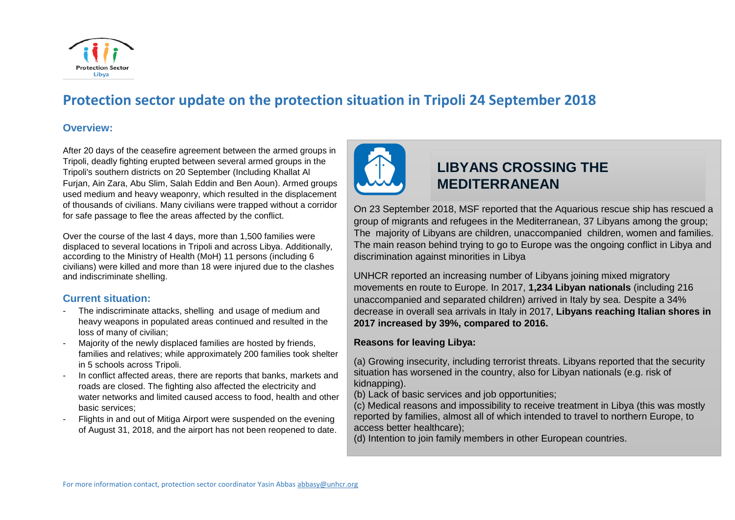# Protection sector update on the protection situation in Tripoli 24 September 2018

## Overview:

After 20 days of the ceasefire agreement between the armed groups in Tripoli, deadly fighting erupted between several armed groups in the Tripoli's southern districts on 20 September (Including Khallat Al Furjan, Ain Zara, Abu Slim, Salah Eddin and Ben Aoun). Armed groups used medium and heavy weaponry, which resulted in the displacement of thousands of civilians. Many civilians were trapped without a corridor for safe passage to flee the areas affected by the conflict.

Over the course of the last 4 days, more than 1,500 families were displaced to several locations in Tripoli and across Libya. Additionally, according to the Ministry of Health (MoH) 11 persons (including 6 civilians) were killed and more than 18 were injured due to the clashes and indiscriminate shelling.

## Current situation:

- The indiscriminate attacks, shelling and usage of medium and heavy weapons in populated areas continued and resulted in the loss of many of civilian;
- Majority of the newly displaced families are hosted by friends, families and relatives; while approximately 200 families took shelter in 5 schools across Tripoli.
- In conflict affected areas, there are reports that banks, markets and roads are closed. The fighting also affected the electricity and water networks and limited caused access to food, health and other basic services;
- Flights in and out of Mitiga Airport were suspended on the evening of August 31, 2018, and the airport has not been reopened to date.

## LIBYANS CROSSING THE MEDITERRANEAN

On 23 September 2018, MSF reported that the Aquarious rescue ship has rescued a group of migrants and refugees in the Mediterranean, 37 Libyans among the group; The majority of Libyans are children, unaccompanied children, women and families. The main reason behind trying to go to Europe was the ongoing conflict in Libya and discrimination against minorities in Libya

UNHCR reported an increasing number of Libyans joining mixed migratory movements en route to Europe. In 2017, **1,234 Libyan nationals** (including 216 unaccompanied and separated children) arrived in Italy by sea. Despite a 34% decrease in overall sea arrivals in Italy in 2017, **Libyans reaching Italian shores in 2017 increased by 39%, compared to 2016.**

**Reasons for leaving Libya:**

(a) Growing insecurity, including terrorist threats. Libyans reported that the security situation has worsened in the country, also for Libyan nationals (e.g. risk of kidnapping).
(b) Lack of basic services and job opportunities;
(c) Medical reasons and impossibility to receive treatment in Libya (this was mostly reported by families, almost all of which intended to travel to northern Europe, to access better healthcare);
(d) Intention to join family members in other European countries.

For more information contact, protection sector coordinator Yasin Abbas abbasy@unhcr.org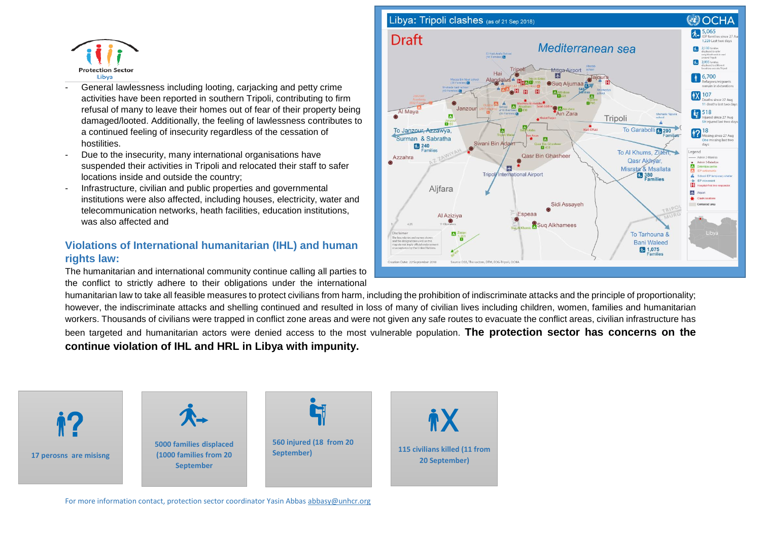- General lawlessness including looting, carjacking and petty crime activities have been reported in southern Tripoli, contributing to firm refusal of many to leave their homes out of fear of their property being damaged/looted. Additionally, the feeling of lawlessness contributes to a continued feeling of insecurity regardless of the cessation of hostilities.
- Due to the insecurity, many international organisations have suspended their activities in Tripoli and relocated their staff to safer locations inside and outside the country;
- Infrastructure, civilian and public properties and governmental institutions were also affected, including houses, electricity, water and telecommunication networks, heath facilities, education institutions, was also affected and

## Violations of International humanitarian (IHL) and human rights law:

The humanitarian and international community continue calling all parties to the conflict to strictly adhere to their obligations under the international humanitarian law to take all feasible measures to protect civilians from harm, including the prohibition of indiscriminate attacks and the principle of proportionality; however, the indiscriminate attacks and shelling continued and resulted in loss of many of civilian lives including children, women, families and humanitarian workers. Thousands of civilians were trapped in conflict zone areas and were not given any safe routes to evacuate the conflict areas, civilian infrastructure has been targeted and humanitarian actors were denied access to the most vulnerable population. **The protection sector has concerns on the continue violation of IHL and HRL in Libya with impunity.**

Libya: Tripoli clashes (as of 21 Sep 2018)

Draft

5,065 IDP families since 27 Aug; 1,229 Last two days

6,700 Refugees/migrants remain in detentions

107 Deaths since 27 Aug; 11 deaths last two days

518 Injured since 27 Aug; 59 injured last two days

18 Missing since 27 Aug; One missing last two days

To Janzour, Azzawya, Surman & Sabratha: 240 Families

To Garabolli: 290 Families

To Al Khums, Zliten, Qasr Akhyar, Misrata & Msallata: 380 Families

To Tarhouna & Bani Waleed: 1,075 Families

Creation Date: 22 September 2018 — Source: DSS, The sectors, DTM, EOC-Tripoli, OCHA

**17 perosns are misisng**

**5000 families displaced (1000 families from 20 September**

**560 injured (18 from 20 September)**

**115 civilians killed (11 from 20 September)**

For more information contact, protection sector coordinator Yasin Abbas abbasy@unhcr.org